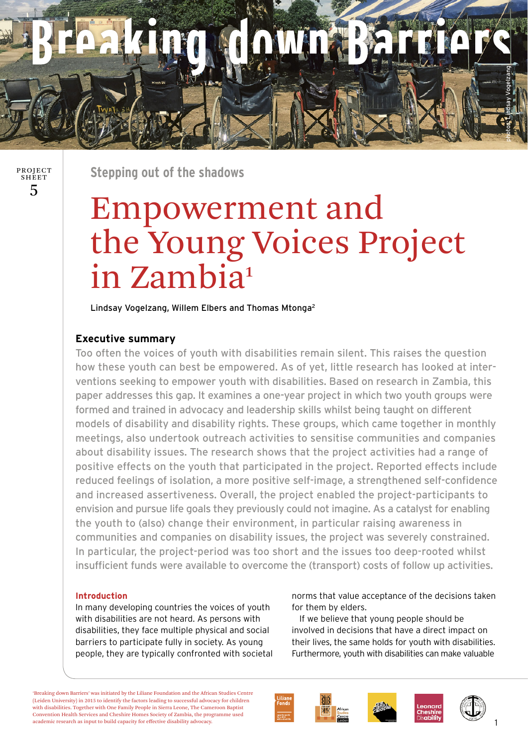# Breaking down Barriers

photos: Lindsay Vogelzang

PROJECT SHEET 5

Stepping out of the shadows

# Empowerment and the Young Voices Project in Zambia[1]

Lindsay Vogelzang, Willem Elbers and Thomas Mtonga[2]

## Executive summary

Too often the voices of youth with disabilities remain silent. This raises the question how these youth can best be empowered. As of yet, little research has looked at interventions seeking to empower youth with disabilities. Based on research in Zambia, this paper addresses this gap. It examines a one-year project in which two youth groups were formed and trained in advocacy and leadership skills whilst being taught on different models of disability and disability rights. These groups, which came together in monthly meetings, also undertook outreach activities to sensitise communities and companies about disability issues. The research shows that the project activities had a range of positive effects on the youth that participated in the project. Reported effects include reduced feelings of isolation, a more positive self-image, a strengthened self-confidence and increased assertiveness. Overall, the project enabled the project-participants to envision and pursue life goals they previously could not imagine. As a catalyst for enabling the youth to (also) change their environment, in particular raising awareness in communities and companies on disability issues, the project was severely constrained. In particular, the project-period was too short and the issues too deep-rooted whilst insufficient funds were available to overcome the (transport) costs of follow up activities.

### Introduction

In many developing countries the voices of youth with disabilities are not heard. As persons with disabilities, they face multiple physical and social barriers to participate fully in society. As young people, they are typically confronted with societal norms that value acceptance of the decisions taken for them by elders.

If we believe that young people should be involved in decisions that have a direct impact on their lives, the same holds for youth with disabilities. Furthermore, youth with disabilities can make valuable

'Breaking down Barriers' was initiated by the Liliane Foundation and the African Studies Centre (Leiden University) in 2015 to identify the factors leading to successful advocacy for children with disabilities. Together with One Family People in Sierra Leone, The Cameroon Baptist Convention Health Services and Cheshire Homes Society of Zambia, the programme used academic research as input to build capacity for effective disability advocacy.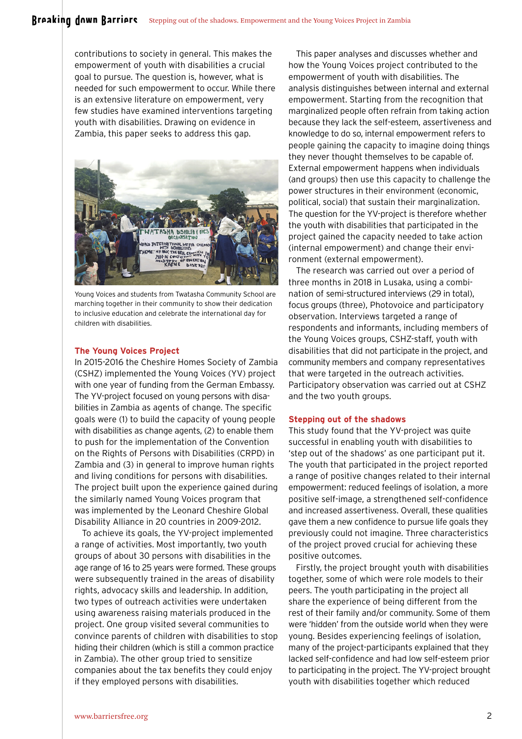contributions to society in general. This makes the empowerment of youth with disabilities a crucial goal to pursue. The question is, however, what is needed for such empowerment to occur. While there is an extensive literature on empowerment, very few studies have examined interventions targeting youth with disabilities. Drawing on evidence in Zambia, this paper seeks to address this gap.

Young Voices and students from Twatasha Community School are marching together in their community to show their dedication to inclusive education and celebrate the international day for children with disabilities.

## The Young Voices Project

In 2015-2016 the Cheshire Homes Society of Zambia (CSHZ) implemented the Young Voices (YV) project with one year of funding from the German Embassy. The YV-project focused on young persons with disabilities in Zambia as agents of change. The specific goals were (1) to build the capacity of young people with disabilities as change agents, (2) to enable them to push for the implementation of the Convention on the Rights of Persons with Disabilities (CRPD) in Zambia and (3) in general to improve human rights and living conditions for persons with disabilities. The project built upon the experience gained during the similarly named Young Voices program that was implemented by the Leonard Cheshire Global Disability Alliance in 20 countries in 2009-2012.

To achieve its goals, the YV-project implemented a range of activities. Most importantly, two youth groups of about 30 persons with disabilities in the age range of 16 to 25 years were formed. These groups were subsequently trained in the areas of disability rights, advocacy skills and leadership. In addition, two types of outreach activities were undertaken using awareness raising materials produced in the project. One group visited several communities to convince parents of children with disabilities to stop hiding their children (which is still a common practice in Zambia). The other group tried to sensitize companies about the tax benefits they could enjoy if they employed persons with disabilities.

This paper analyses and discusses whether and how the Young Voices project contributed to the empowerment of youth with disabilities. The analysis distinguishes between internal and external empowerment. Starting from the recognition that marginalized people often refrain from taking action because they lack the self-esteem, assertiveness and knowledge to do so, internal empowerment refers to people gaining the capacity to imagine doing things they never thought themselves to be capable of. External empowerment happens when individuals (and groups) then use this capacity to challenge the power structures in their environment (economic, political, social) that sustain their marginalization. The question for the YV-project is therefore whether the youth with disabilities that participated in the project gained the capacity needed to take action (internal empowerment) and change their environment (external empowerment).

The research was carried out over a period of three months in 2018 in Lusaka, using a combination of semi-structured interviews (29 in total), focus groups (three), Photovoice and participatory observation. Interviews targeted a range of respondents and informants, including members of the Young Voices groups, CSHZ-staff, youth with disabilities that did not participate in the project, and community members and company representatives that were targeted in the outreach activities. Participatory observation was carried out at CSHZ and the two youth groups.

## Stepping out of the shadows

This study found that the YV-project was quite successful in enabling youth with disabilities to 'step out of the shadows' as one participant put it. The youth that participated in the project reported a range of positive changes related to their internal empowerment: reduced feelings of isolation, a more positive self-image, a strengthened self-confidence and increased assertiveness. Overall, these qualities gave them a new confidence to pursue life goals they previously could not imagine. Three characteristics of the project proved crucial for achieving these positive outcomes.

Firstly, the project brought youth with disabilities together, some of which were role models to their peers. The youth participating in the project all share the experience of being different from the rest of their family and/or community. Some of them were 'hidden' from the outside world when they were young. Besides experiencing feelings of isolation, many of the project-participants explained that they lacked self-confidence and had low self-esteem prior to participating in the project. The YV-project brought youth with disabilities together which reduced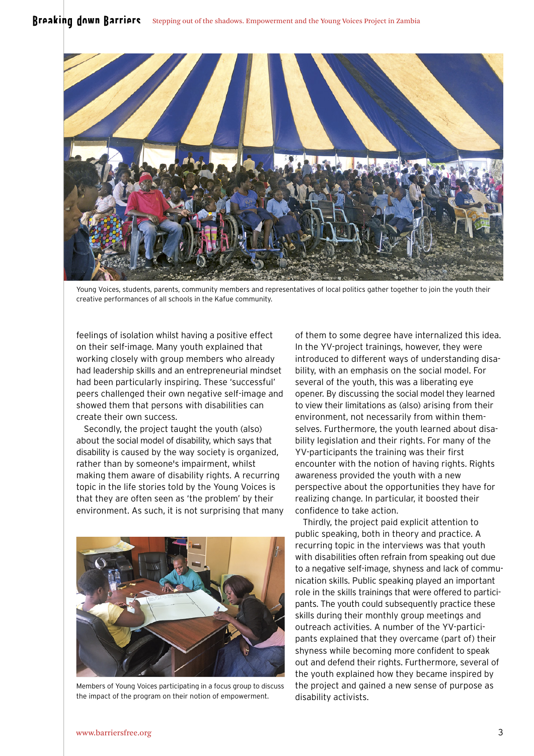Young Voices, students, parents, community members and representatives of local politics gather together to join the youth their creative performances of all schools in the Kafue community.

feelings of isolation whilst having a positive effect on their self-image. Many youth explained that working closely with group members who already had leadership skills and an entrepreneurial mindset had been particularly inspiring. These 'successful' peers challenged their own negative self-image and showed them that persons with disabilities can create their own success.

Secondly, the project taught the youth (also) about the social model of disability, which says that disability is caused by the way society is organized, rather than by someone's impairment, whilst making them aware of disability rights. A recurring topic in the life stories told by the Young Voices is that they are often seen as 'the problem' by their environment. As such, it is not surprising that many of them to some degree have internalized this idea. In the YV-project trainings, however, they were introduced to different ways of understanding disability, with an emphasis on the social model. For several of the youth, this was a liberating eye opener. By discussing the social model they learned to view their limitations as (also) arising from their environment, not necessarily from within themselves. Furthermore, the youth learned about disability legislation and their rights. For many of the YV-participants the training was their first encounter with the notion of having rights. Rights awareness provided the youth with a new perspective about the opportunities they have for realizing change. In particular, it boosted their confidence to take action.

Members of Young Voices participating in a focus group to discuss the impact of the program on their notion of empowerment.

Thirdly, the project paid explicit attention to public speaking, both in theory and practice. A recurring topic in the interviews was that youth with disabilities often refrain from speaking out due to a negative self-image, shyness and lack of communication skills. Public speaking played an important role in the skills trainings that were offered to participants. The youth could subsequently practice these skills during their monthly group meetings and outreach activities. A number of the YV-participants explained that they overcame (part of) their shyness while becoming more confident to speak out and defend their rights. Furthermore, several of the youth explained how they became inspired by the project and gained a new sense of purpose as disability activists.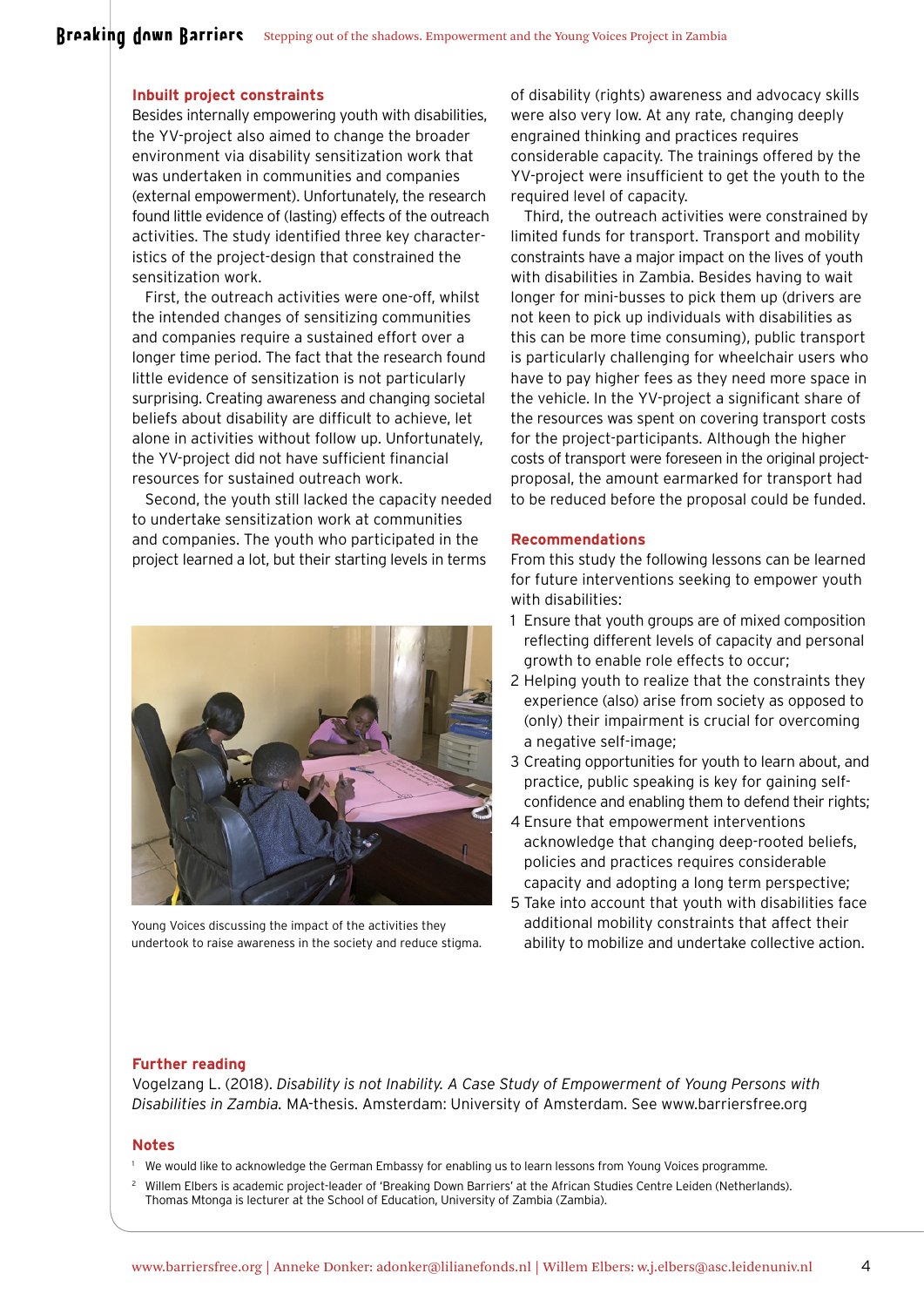## Inbuilt project constraints

Besides internally empowering youth with disabilities, the YV-project also aimed to change the broader environment via disability sensitization work that was undertaken in communities and companies (external empowerment). Unfortunately, the research found little evidence of (lasting) effects of the outreach activities. The study identified three key characteristics of the project-design that constrained the sensitization work.

First, the outreach activities were one-off, whilst the intended changes of sensitizing communities and companies require a sustained effort over a longer time period. The fact that the research found little evidence of sensitization is not particularly surprising. Creating awareness and changing societal beliefs about disability are difficult to achieve, let alone in activities without follow up. Unfortunately, the YV-project did not have sufficient financial resources for sustained outreach work.

Second, the youth still lacked the capacity needed to undertake sensitization work at communities and companies. The youth who participated in the project learned a lot, but their starting levels in terms of disability (rights) awareness and advocacy skills were also very low. At any rate, changing deeply engrained thinking and practices requires considerable capacity. The trainings offered by the YV-project were insufficient to get the youth to the required level of capacity.

Third, the outreach activities were constrained by limited funds for transport. Transport and mobility constraints have a major impact on the lives of youth with disabilities in Zambia. Besides having to wait longer for mini-busses to pick them up (drivers are not keen to pick up individuals with disabilities as this can be more time consuming), public transport is particularly challenging for wheelchair users who have to pay higher fees as they need more space in the vehicle. In the YV-project a significant share of the resources was spent on covering transport costs for the project-participants. Although the higher costs of transport were foreseen in the original project-proposal, the amount earmarked for transport had to be reduced before the proposal could be funded.

Young Voices discussing the impact of the activities they undertook to raise awareness in the society and reduce stigma.

## Recommendations

From this study the following lessons can be learned for future interventions seeking to empower youth with disabilities:

1. Ensure that youth groups are of mixed composition reflecting different levels of capacity and personal growth to enable role effects to occur;
2. Helping youth to realize that the constraints they experience (also) arise from society as opposed to (only) their impairment is crucial for overcoming a negative self-image;
3. Creating opportunities for youth to learn about, and practice, public speaking is key for gaining self-confidence and enabling them to defend their rights;
4. Ensure that empowerment interventions acknowledge that changing deep-rooted beliefs, policies and practices requires considerable capacity and adopting a long term perspective;
5. Take into account that youth with disabilities face additional mobility constraints that affect their ability to mobilize and undertake collective action.

## Further reading

Vogelzang L. (2018). *Disability is not Inability. A Case Study of Empowerment of Young Persons with Disabilities in Zambia.* MA-thesis. Amsterdam: University of Amsterdam. See www.barriersfree.org

## Notes

[1] We would like to acknowledge the German Embassy for enabling us to learn lessons from Young Voices programme.

[2] Willem Elbers is academic project-leader of 'Breaking Down Barriers' at the African Studies Centre Leiden (Netherlands). Thomas Mtonga is lecturer at the School of Education, University of Zambia (Zambia).

www.barriersfree.org | Anneke Donker: adonker@lilianefonds.nl | Willem Elbers: w.j.elbers@asc.leidenuniv.nl